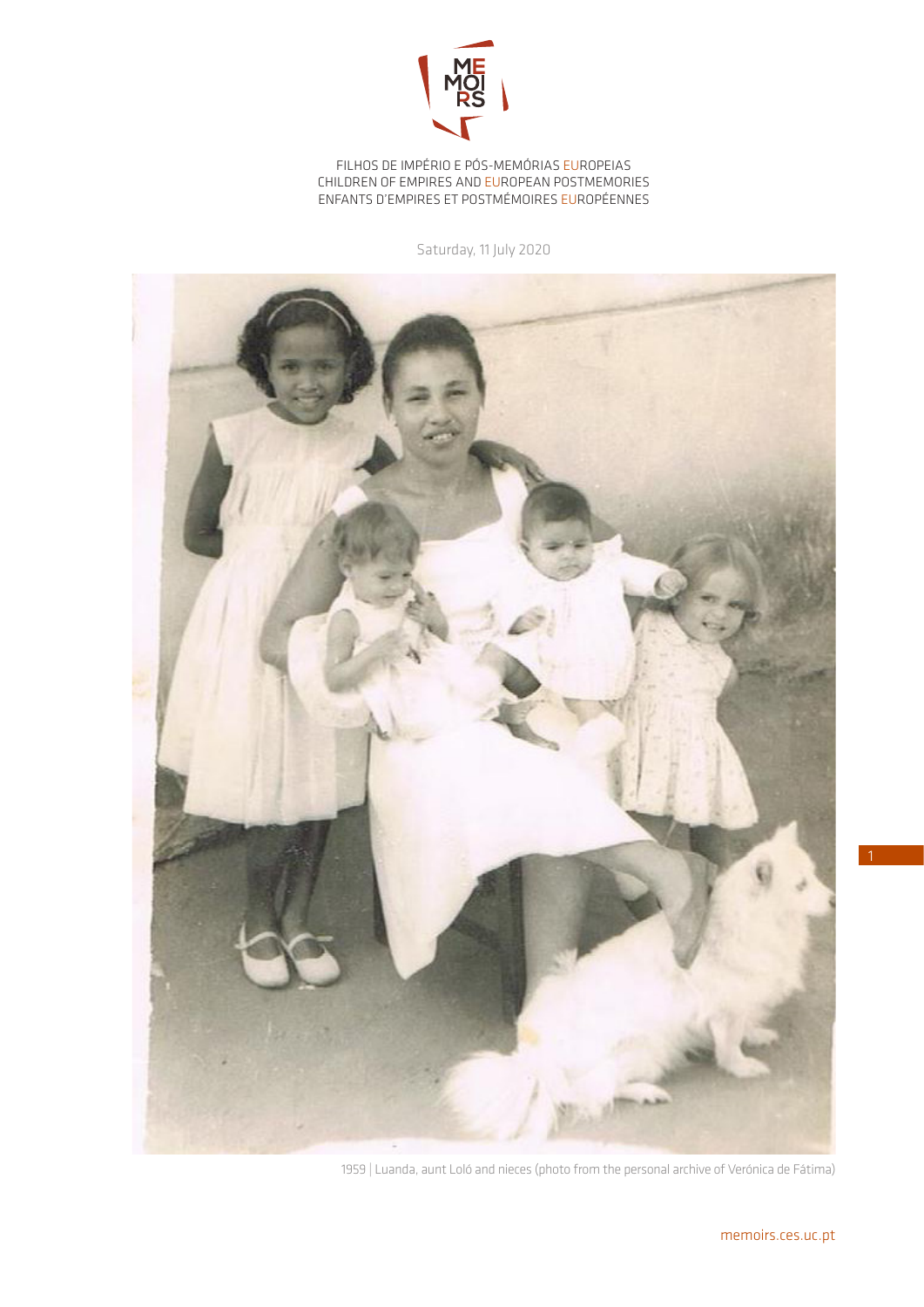MEMOIRS

FILHOS DE IMPÉRIO E PÓS-MEMÓRIAS EUROPEIAS
CHILDREN OF EMPIRES AND EUROPEAN POSTMEMORIES
ENFANTS D'EMPIRES ET POSTMÉMOIRES EUROPÉENNES

Saturday, 11 July 2020

1959 | Luanda, aunt Loló and nieces (photo from the personal archive of Verónica de Fátima)

memoirs.ces.uc.pt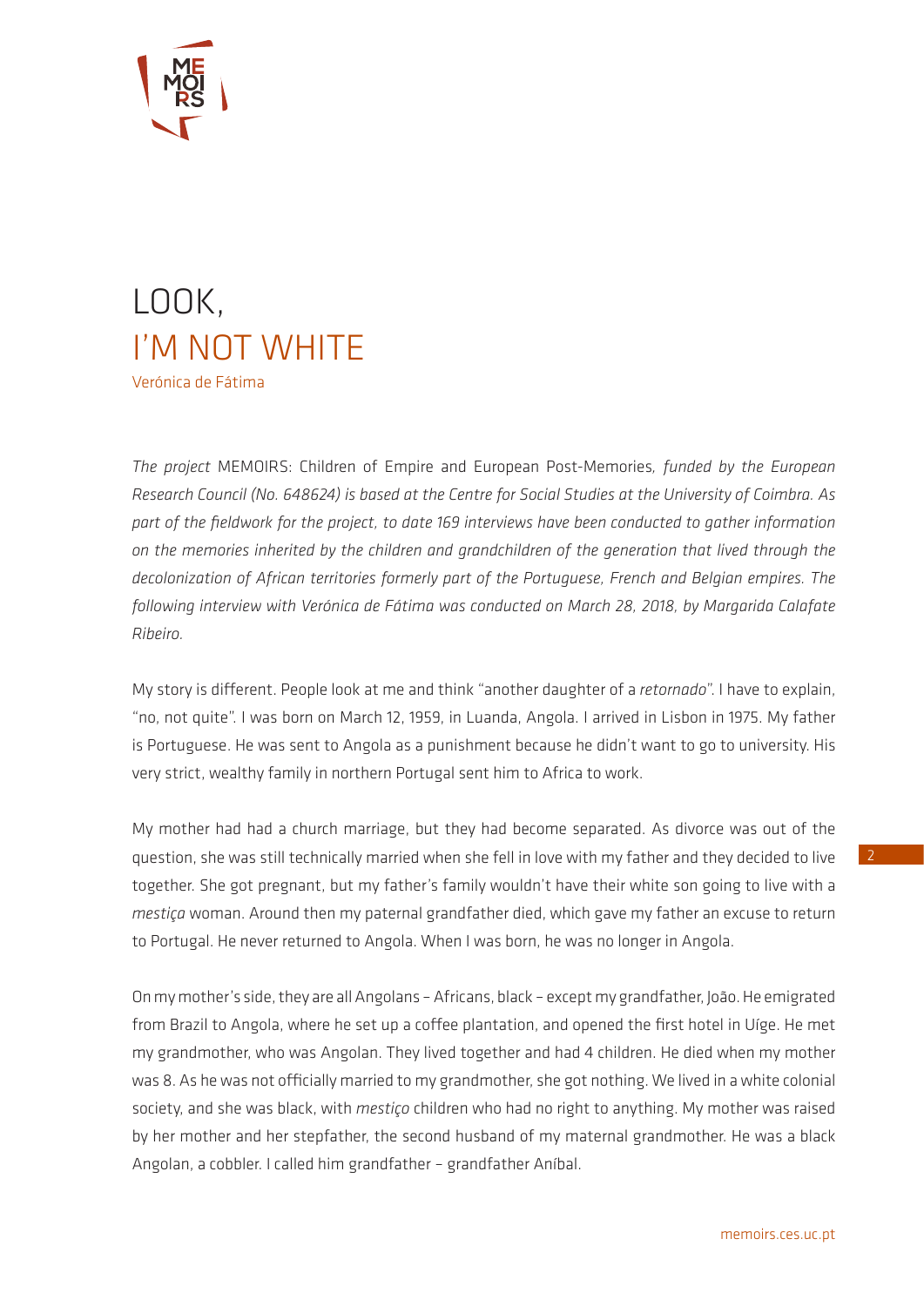# LOOK, I'M NOT WHITE

Verónica de Fátima

*The project* MEMOIRS: Children of Empire and European Post-Memories*, funded by the European Research Council (No. 648624) is based at the Centre for Social Studies at the University of Coimbra. As part of the fieldwork for the project, to date 169 interviews have been conducted to gather information on the memories inherited by the children and grandchildren of the generation that lived through the decolonization of African territories formerly part of the Portuguese, French and Belgian empires. The following interview with Verónica de Fátima was conducted on March 28, 2018, by Margarida Calafate Ribeiro.*

My story is different. People look at me and think "another daughter of a *retornado*". I have to explain, "no, not quite". I was born on March 12, 1959, in Luanda, Angola. I arrived in Lisbon in 1975. My father is Portuguese. He was sent to Angola as a punishment because he didn't want to go to university. His very strict, wealthy family in northern Portugal sent him to Africa to work.

My mother had had a church marriage, but they had become separated. As divorce was out of the question, she was still technically married when she fell in love with my father and they decided to live together. She got pregnant, but my father's family wouldn't have their white son going to live with a *mestiça* woman. Around then my paternal grandfather died, which gave my father an excuse to return to Portugal. He never returned to Angola. When I was born, he was no longer in Angola.

On my mother's side, they are all Angolans – Africans, black – except my grandfather, João. He emigrated from Brazil to Angola, where he set up a coffee plantation, and opened the first hotel in Uíge. He met my grandmother, who was Angolan. They lived together and had 4 children. He died when my mother was 8. As he was not officially married to my grandmother, she got nothing. We lived in a white colonial society, and she was black, with *mestiço* children who had no right to anything. My mother was raised by her mother and her stepfather, the second husband of my maternal grandmother. He was a black Angolan, a cobbler. I called him grandfather – grandfather Aníbal.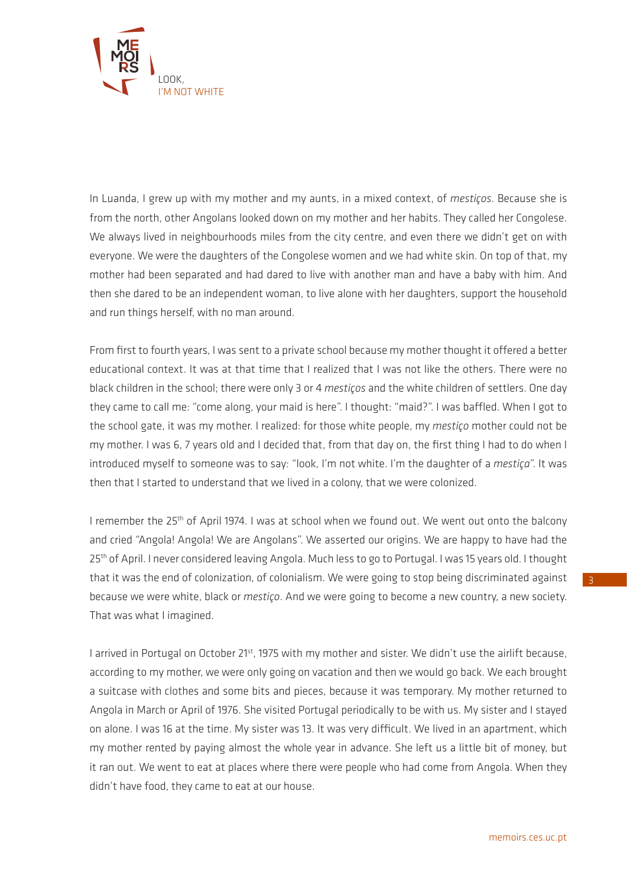In Luanda, I grew up with my mother and my aunts, in a mixed context, of *mestiços*. Because she is from the north, other Angolans looked down on my mother and her habits. They called her Congolese. We always lived in neighbourhoods miles from the city centre, and even there we didn't get on with everyone. We were the daughters of the Congolese women and we had white skin. On top of that, my mother had been separated and had dared to live with another man and have a baby with him. And then she dared to be an independent woman, to live alone with her daughters, support the household and run things herself, with no man around.

From first to fourth years, I was sent to a private school because my mother thought it offered a better educational context. It was at that time that I realized that I was not like the others. There were no black children in the school; there were only 3 or 4 *mestiços* and the white children of settlers. One day they came to call me: "come along, your maid is here". I thought: "maid?". I was baffled. When I got to the school gate, it was my mother. I realized: for those white people, my *mestiço* mother could not be my mother. I was 6, 7 years old and I decided that, from that day on, the first thing I had to do when I introduced myself to someone was to say: "look, I'm not white. I'm the daughter of a *mestiça*". It was then that I started to understand that we lived in a colony, that we were colonized.

I remember the 25th of April 1974. I was at school when we found out. We went out onto the balcony and cried "Angola! Angola! We are Angolans". We asserted our origins. We are happy to have had the 25th of April. I never considered leaving Angola. Much less to go to Portugal. I was 15 years old. I thought that it was the end of colonization, of colonialism. We were going to stop being discriminated against because we were white, black or *mestiço*. And we were going to become a new country, a new society. That was what I imagined.

I arrived in Portugal on October 21st, 1975 with my mother and sister. We didn't use the airlift because, according to my mother, we were only going on vacation and then we would go back. We each brought a suitcase with clothes and some bits and pieces, because it was temporary. My mother returned to Angola in March or April of 1976. She visited Portugal periodically to be with us. My sister and I stayed on alone. I was 16 at the time. My sister was 13. It was very difficult. We lived in an apartment, which my mother rented by paying almost the whole year in advance. She left us a little bit of money, but it ran out. We went to eat at places where there were people who had come from Angola. When they didn't have food, they came to eat at our house.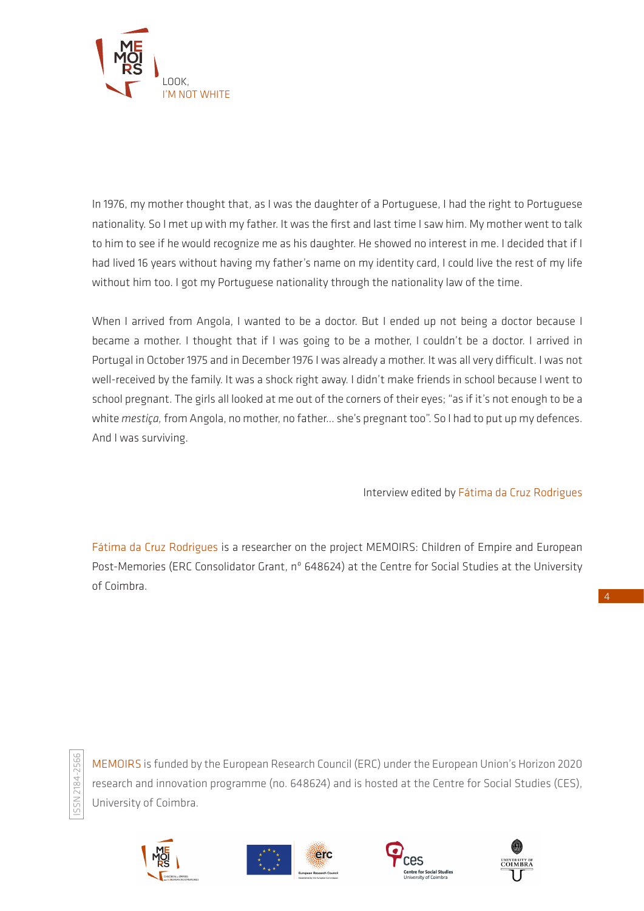In 1976, my mother thought that, as I was the daughter of a Portuguese, I had the right to Portuguese nationality. So I met up with my father. It was the first and last time I saw him. My mother went to talk to him to see if he would recognize me as his daughter. He showed no interest in me. I decided that if I had lived 16 years without having my father's name on my identity card, I could live the rest of my life without him too. I got my Portuguese nationality through the nationality law of the time.

When I arrived from Angola, I wanted to be a doctor. But I ended up not being a doctor because I became a mother. I thought that if I was going to be a mother, I couldn't be a doctor. I arrived in Portugal in October 1975 and in December 1976 I was already a mother. It was all very difficult. I was not well-received by the family. It was a shock right away. I didn't make friends in school because I went to school pregnant. The girls all looked at me out of the corners of their eyes; "as if it's not enough to be a white *mestiça*, from Angola, no mother, no father... she's pregnant too". So I had to put up my defences. And I was surviving.

Interview edited by Fátima da Cruz Rodrigues

Fátima da Cruz Rodrigues is a researcher on the project MEMOIRS: Children of Empire and European Post-Memories (ERC Consolidator Grant, nº 648624) at the Centre for Social Studies at the University of Coimbra.

ISSN 2184-2566

MEMOIRS is funded by the European Research Council (ERC) under the European Union's Horizon 2020 research and innovation programme (no. 648624) and is hosted at the Centre for Social Studies (CES), University of Coimbra.